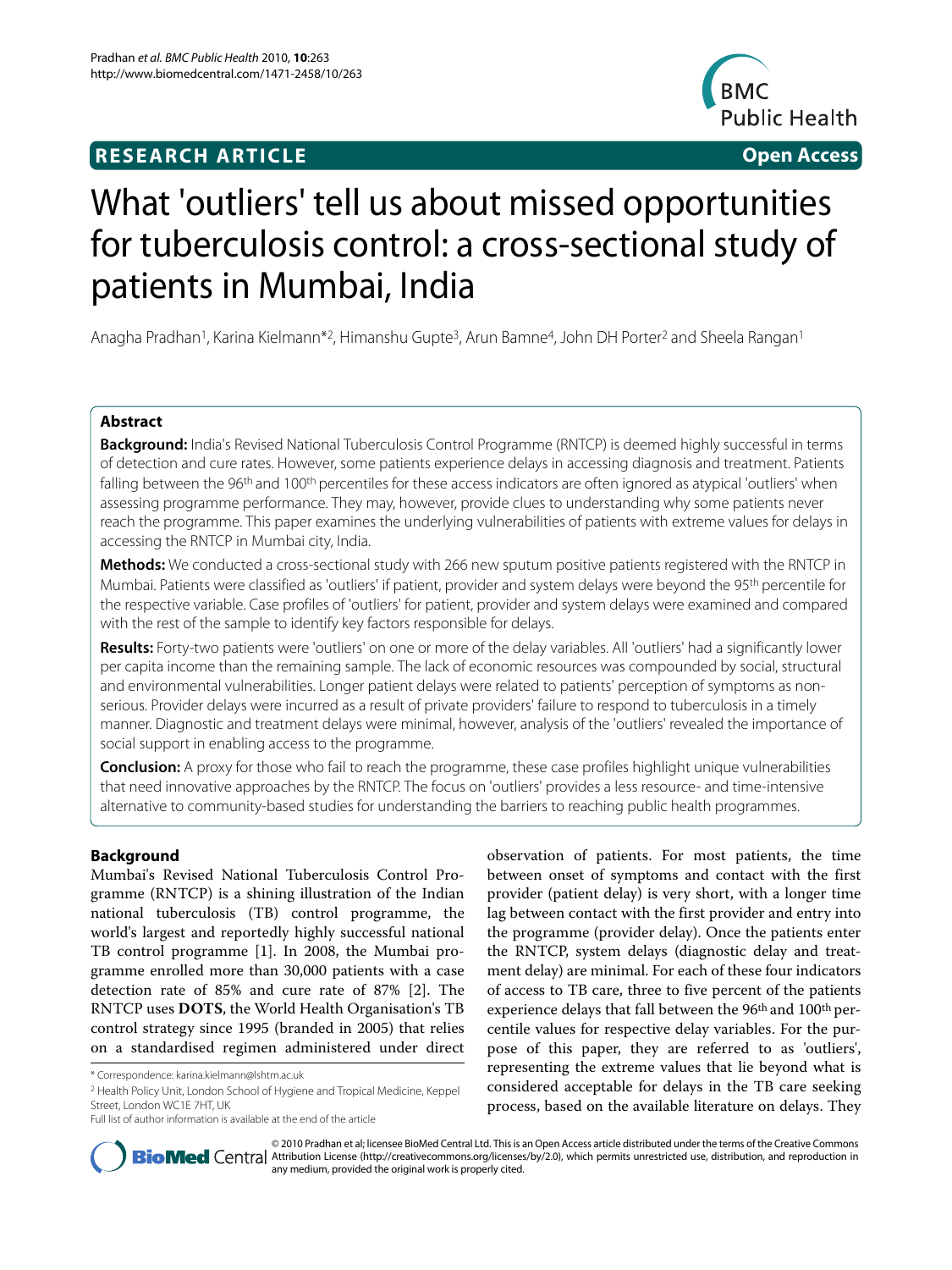**RESEARCH ARTICLE** **Open Access**

# What 'outliers' tell us about missed opportunities for tuberculosis control: a cross-sectional study of patients in Mumbai, India

Anagha Pradhan[1], Karina Kielmann*[2], Himanshu Gupte[3], Arun Bamne[4], John DH Porter[2] and Sheela Rangan[1]

## Abstract

**Background:** India's Revised National Tuberculosis Control Programme (RNTCP) is deemed highly successful in terms of detection and cure rates. However, some patients experience delays in accessing diagnosis and treatment. Patients falling between the 96th and 100th percentiles for these access indicators are often ignored as atypical 'outliers' when assessing programme performance. They may, however, provide clues to understanding why some patients never reach the programme. This paper examines the underlying vulnerabilities of patients with extreme values for delays in accessing the RNTCP in Mumbai city, India.

**Methods:** We conducted a cross-sectional study with 266 new sputum positive patients registered with the RNTCP in Mumbai. Patients were classified as 'outliers' if patient, provider and system delays were beyond the 95th percentile for the respective variable. Case profiles of 'outliers' for patient, provider and system delays were examined and compared with the rest of the sample to identify key factors responsible for delays.

**Results:** Forty-two patients were 'outliers' on one or more of the delay variables. All 'outliers' had a significantly lower per capita income than the remaining sample. The lack of economic resources was compounded by social, structural and environmental vulnerabilities. Longer patient delays were related to patients' perception of symptoms as non-serious. Provider delays were incurred as a result of private providers' failure to respond to tuberculosis in a timely manner. Diagnostic and treatment delays were minimal, however, analysis of the 'outliers' revealed the importance of social support in enabling access to the programme.

**Conclusion:** A proxy for those who fail to reach the programme, these case profiles highlight unique vulnerabilities that need innovative approaches by the RNTCP. The focus on 'outliers' provides a less resource- and time-intensive alternative to community-based studies for understanding the barriers to reaching public health programmes.

## Background

Mumbai's Revised National Tuberculosis Control Programme (RNTCP) is a shining illustration of the Indian national tuberculosis (TB) control programme, the world's largest and reportedly highly successful national TB control programme [1]. In 2008, the Mumbai programme enrolled more than 30,000 patients with a case detection rate of 85% and cure rate of 87% [2]. The RNTCP uses **DOTS**, the World Health Organisation's TB control strategy since 1995 (branded in 2005) that relies on a standardised regimen administered under direct observation of patients. For most patients, the time between onset of symptoms and contact with the first provider (patient delay) is very short, with a longer time lag between contact with the first provider and entry into the programme (provider delay). Once the patients enter the RNTCP, system delays (diagnostic delay and treatment delay) are minimal. For each of these four indicators of access to TB care, three to five percent of the patients experience delays that fall between the 96th and 100th percentile values for respective delay variables. For the purpose of this paper, they are referred to as 'outliers', representing the extreme values that lie beyond what is considered acceptable for delays in the TB care seeking process, based on the available literature on delays. They

\* Correspondence: karina.kielmann@lshtm.ac.uk

[2] Health Policy Unit, London School of Hygiene and Tropical Medicine, Keppel Street, London WC1E 7HT, UK

Full list of author information is available at the end of the article

© 2010 Pradhan et al; licensee BioMed Central Ltd. This is an Open Access article distributed under the terms of the Creative Commons Attribution License (http://creativecommons.org/licenses/by/2.0), which permits unrestricted use, distribution, and reproduction in any medium, provided the original work is properly cited.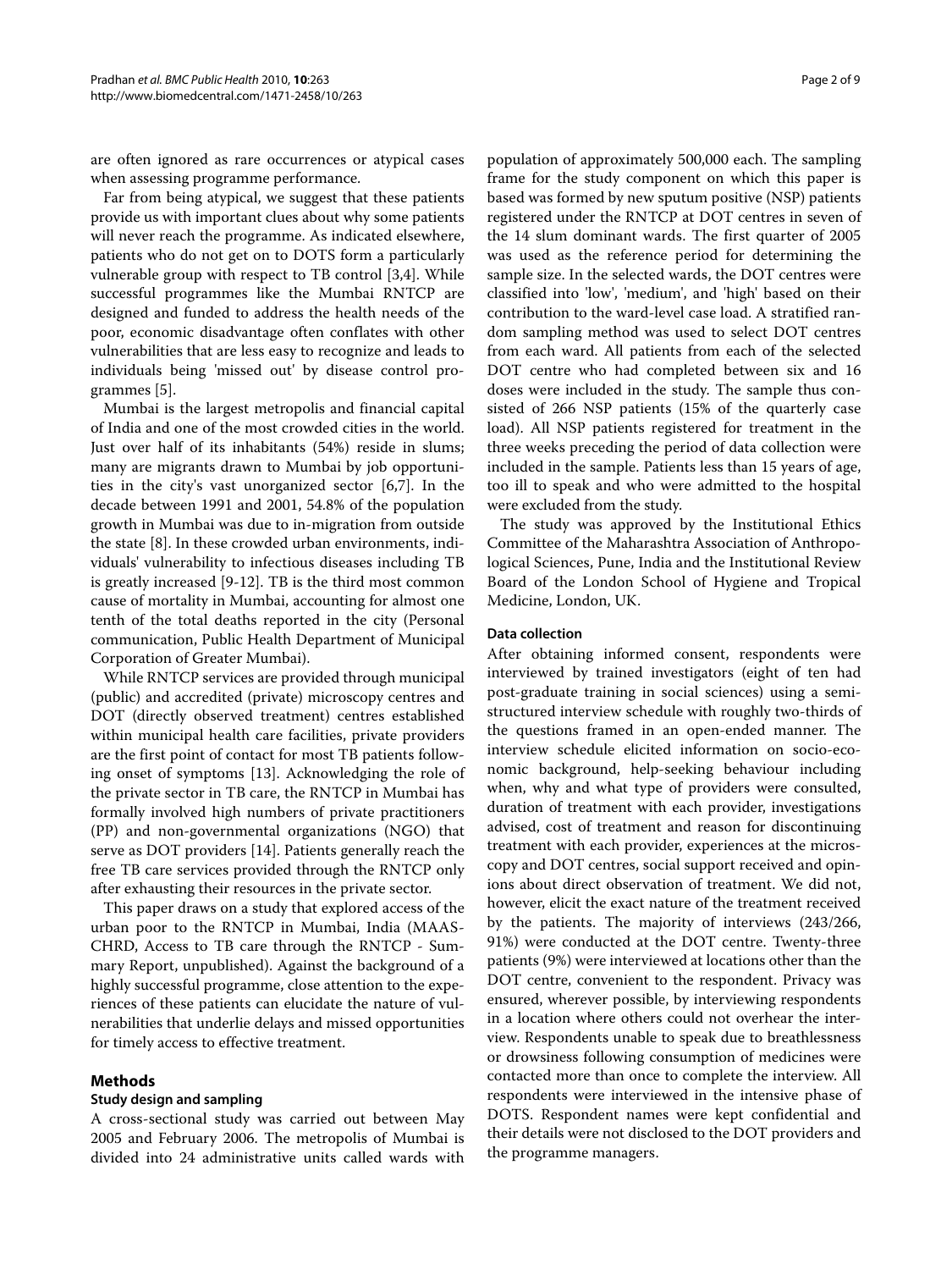are often ignored as rare occurrences or atypical cases when assessing programme performance.

Far from being atypical, we suggest that these patients provide us with important clues about why some patients will never reach the programme. As indicated elsewhere, patients who do not get on to DOTS form a particularly vulnerable group with respect to TB control [3,4]. While successful programmes like the Mumbai RNTCP are designed and funded to address the health needs of the poor, economic disadvantage often conflates with other vulnerabilities that are less easy to recognize and leads to individuals being 'missed out' by disease control programmes [5].

Mumbai is the largest metropolis and financial capital of India and one of the most crowded cities in the world. Just over half of its inhabitants (54%) reside in slums; many are migrants drawn to Mumbai by job opportunities in the city's vast unorganized sector [6,7]. In the decade between 1991 and 2001, 54.8% of the population growth in Mumbai was due to in-migration from outside the state [8]. In these crowded urban environments, individuals' vulnerability to infectious diseases including TB is greatly increased [9-12]. TB is the third most common cause of mortality in Mumbai, accounting for almost one tenth of the total deaths reported in the city (Personal communication, Public Health Department of Municipal Corporation of Greater Mumbai).

While RNTCP services are provided through municipal (public) and accredited (private) microscopy centres and DOT (directly observed treatment) centres established within municipal health care facilities, private providers are the first point of contact for most TB patients following onset of symptoms [13]. Acknowledging the role of the private sector in TB care, the RNTCP in Mumbai has formally involved high numbers of private practitioners (PP) and non-governmental organizations (NGO) that serve as DOT providers [14]. Patients generally reach the free TB care services provided through the RNTCP only after exhausting their resources in the private sector.

This paper draws on a study that explored access of the urban poor to the RNTCP in Mumbai, India (MAAS-CHRD, Access to TB care through the RNTCP - Summary Report, unpublished). Against the background of a highly successful programme, close attention to the experiences of these patients can elucidate the nature of vulnerabilities that underlie delays and missed opportunities for timely access to effective treatment.

## Methods

### Study design and sampling

A cross-sectional study was carried out between May 2005 and February 2006. The metropolis of Mumbai is divided into 24 administrative units called wards with population of approximately 500,000 each. The sampling frame for the study component on which this paper is based was formed by new sputum positive (NSP) patients registered under the RNTCP at DOT centres in seven of the 14 slum dominant wards. The first quarter of 2005 was used as the reference period for determining the sample size. In the selected wards, the DOT centres were classified into 'low', 'medium', and 'high' based on their contribution to the ward-level case load. A stratified random sampling method was used to select DOT centres from each ward. All patients from each of the selected DOT centre who had completed between six and 16 doses were included in the study. The sample thus consisted of 266 NSP patients (15% of the quarterly case load). All NSP patients registered for treatment in the three weeks preceding the period of data collection were included in the sample. Patients less than 15 years of age, too ill to speak and who were admitted to the hospital were excluded from the study.

The study was approved by the Institutional Ethics Committee of the Maharashtra Association of Anthropological Sciences, Pune, India and the Institutional Review Board of the London School of Hygiene and Tropical Medicine, London, UK.

### Data collection

After obtaining informed consent, respondents were interviewed by trained investigators (eight of ten had post-graduate training in social sciences) using a semi-structured interview schedule with roughly two-thirds of the questions framed in an open-ended manner. The interview schedule elicited information on socio-economic background, help-seeking behaviour including when, why and what type of providers were consulted, duration of treatment with each provider, investigations advised, cost of treatment and reason for discontinuing treatment with each provider, experiences at the microscopy and DOT centres, social support received and opinions about direct observation of treatment. We did not, however, elicit the exact nature of the treatment received by the patients. The majority of interviews (243/266, 91%) were conducted at the DOT centre. Twenty-three patients (9%) were interviewed at locations other than the DOT centre, convenient to the respondent. Privacy was ensured, wherever possible, by interviewing respondents in a location where others could not overhear the interview. Respondents unable to speak due to breathlessness or drowsiness following consumption of medicines were contacted more than once to complete the interview. All respondents were interviewed in the intensive phase of DOTS. Respondent names were kept confidential and their details were not disclosed to the DOT providers and the programme managers.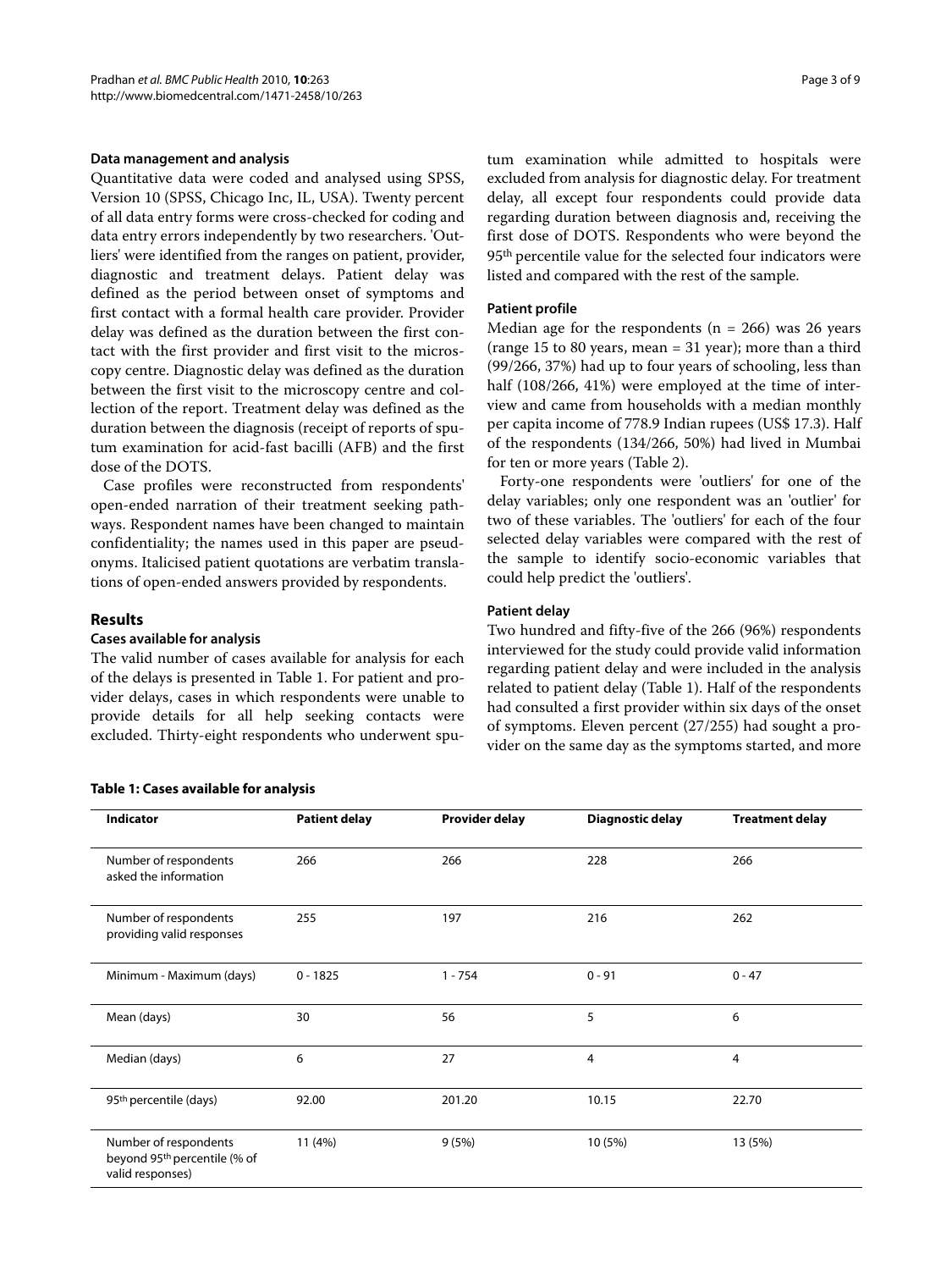### Data management and analysis

Quantitative data were coded and analysed using SPSS, Version 10 (SPSS, Chicago Inc, IL, USA). Twenty percent of all data entry forms were cross-checked for coding and data entry errors independently by two researchers. 'Outliers' were identified from the ranges on patient, provider, diagnostic and treatment delays. Patient delay was defined as the period between onset of symptoms and first contact with a formal health care provider. Provider delay was defined as the duration between the first contact with the first provider and first visit to the microscopy centre. Diagnostic delay was defined as the duration between the first visit to the microscopy centre and collection of the report. Treatment delay was defined as the duration between the diagnosis (receipt of reports of sputum examination for acid-fast bacilli (AFB) and the first dose of the DOTS.

Case profiles were reconstructed from respondents' open-ended narration of their treatment seeking pathways. Respondent names have been changed to maintain confidentiality; the names used in this paper are pseudonyms. Italicised patient quotations are verbatim translations of open-ended answers provided by respondents.

## Results

### Cases available for analysis

The valid number of cases available for analysis for each of the delays is presented in Table 1. For patient and provider delays, cases in which respondents were unable to provide details for all help seeking contacts were excluded. Thirty-eight respondents who underwent sputum examination while admitted to hospitals were excluded from analysis for diagnostic delay. For treatment delay, all except four respondents could provide data regarding duration between diagnosis and, receiving the first dose of DOTS. Respondents who were beyond the 95th percentile value for the selected four indicators were listed and compared with the rest of the sample.

### Patient profile

Median age for the respondents (n = 266) was 26 years (range 15 to 80 years, mean = 31 year); more than a third (99/266, 37%) had up to four years of schooling, less than half (108/266, 41%) were employed at the time of interview and came from households with a median monthly per capita income of 778.9 Indian rupees (US$ 17.3). Half of the respondents (134/266, 50%) had lived in Mumbai for ten or more years (Table 2).

Forty-one respondents were 'outliers' for one of the delay variables; only one respondent was an 'outlier' for two of these variables. The 'outliers' for each of the four selected delay variables were compared with the rest of the sample to identify socio-economic variables that could help predict the 'outliers'.

### Patient delay

Two hundred and fifty-five of the 266 (96%) respondents interviewed for the study could provide valid information regarding patient delay and were included in the analysis related to patient delay (Table 1). Half of the respondents had consulted a first provider within six days of the onset of symptoms. Eleven percent (27/255) had sought a provider on the same day as the symptoms started, and more

**Table 1: Cases available for analysis**

| Indicator | Patient delay | Provider delay | Diagnostic delay | Treatment delay |
|---|---|---|---|---|
| Number of respondents asked the information | 266 | 266 | 228 | 266 |
| Number of respondents providing valid responses | 255 | 197 | 216 | 262 |
| Minimum - Maximum (days) | 0 - 1825 | 1 - 754 | 0 - 91 | 0 - 47 |
| Mean (days) | 30 | 56 | 5 | 6 |
| Median (days) | 6 | 27 | 4 | 4 |
| 95th percentile (days) | 92.00 | 201.20 | 10.15 | 22.70 |
| Number of respondents beyond 95th percentile (% of valid responses) | 11 (4%) | 9 (5%) | 10 (5%) | 13 (5%) |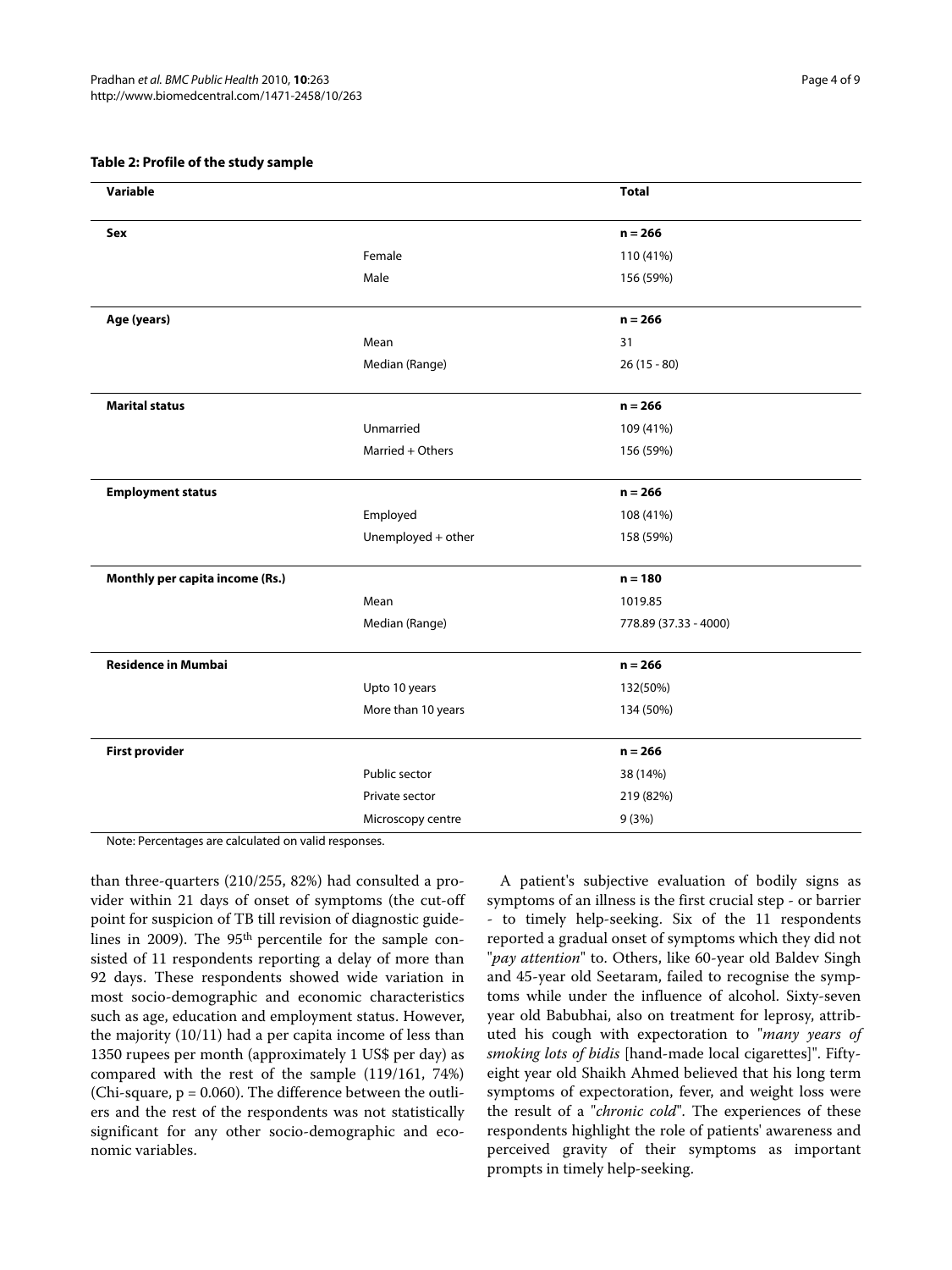**Table 2: Profile of the study sample**

| Variable | | Total |
|---|---|---|
| **Sex** | | **n = 266** |
| | Female | 110 (41%) |
| | Male | 156 (59%) |
| **Age (years)** | | **n = 266** |
| | Mean | 31 |
| | Median (Range) | 26 (15 - 80) |
| **Marital status** | | **n = 266** |
| | Unmarried | 109 (41%) |
| | Married + Others | 156 (59%) |
| **Employment status** | | **n = 266** |
| | Employed | 108 (41%) |
| | Unemployed + other | 158 (59%) |
| **Monthly per capita income (Rs.)** | | **n = 180** |
| | Mean | 1019.85 |
| | Median (Range) | 778.89 (37.33 - 4000) |
| **Residence in Mumbai** | | **n = 266** |
| | Upto 10 years | 132(50%) |
| | More than 10 years | 134 (50%) |
| **First provider** | | **n = 266** |
| | Public sector | 38 (14%) |
| | Private sector | 219 (82%) |
| | Microscopy centre | 9 (3%) |

Note: Percentages are calculated on valid responses.

than three-quarters (210/255, 82%) had consulted a provider within 21 days of onset of symptoms (the cut-off point for suspicion of TB till revision of diagnostic guidelines in 2009). The 95th percentile for the sample consisted of 11 respondents reporting a delay of more than 92 days. These respondents showed wide variation in most socio-demographic and economic characteristics such as age, education and employment status. However, the majority (10/11) had a per capita income of less than 1350 rupees per month (approximately 1 US$ per day) as compared with the rest of the sample (119/161, 74%) (Chi-square, $p = 0.060$). The difference between the outliers and the rest of the respondents was not statistically significant for any other socio-demographic and economic variables.

A patient's subjective evaluation of bodily signs as symptoms of an illness is the first crucial step - or barrier - to timely help-seeking. Six of the 11 respondents reported a gradual onset of symptoms which they did not "*pay attention*" to. Others, like 60-year old Baldev Singh and 45-year old Seetaram, failed to recognise the symptoms while under the influence of alcohol. Sixty-seven year old Babubhai, also on treatment for leprosy, attributed his cough with expectoration to "*many years of smoking lots of bidis* [hand-made local cigarettes]". Fifty-eight year old Shaikh Ahmed believed that his long term symptoms of expectoration, fever, and weight loss were the result of a "*chronic cold*". The experiences of these respondents highlight the role of patients' awareness and perceived gravity of their symptoms as important prompts in timely help-seeking.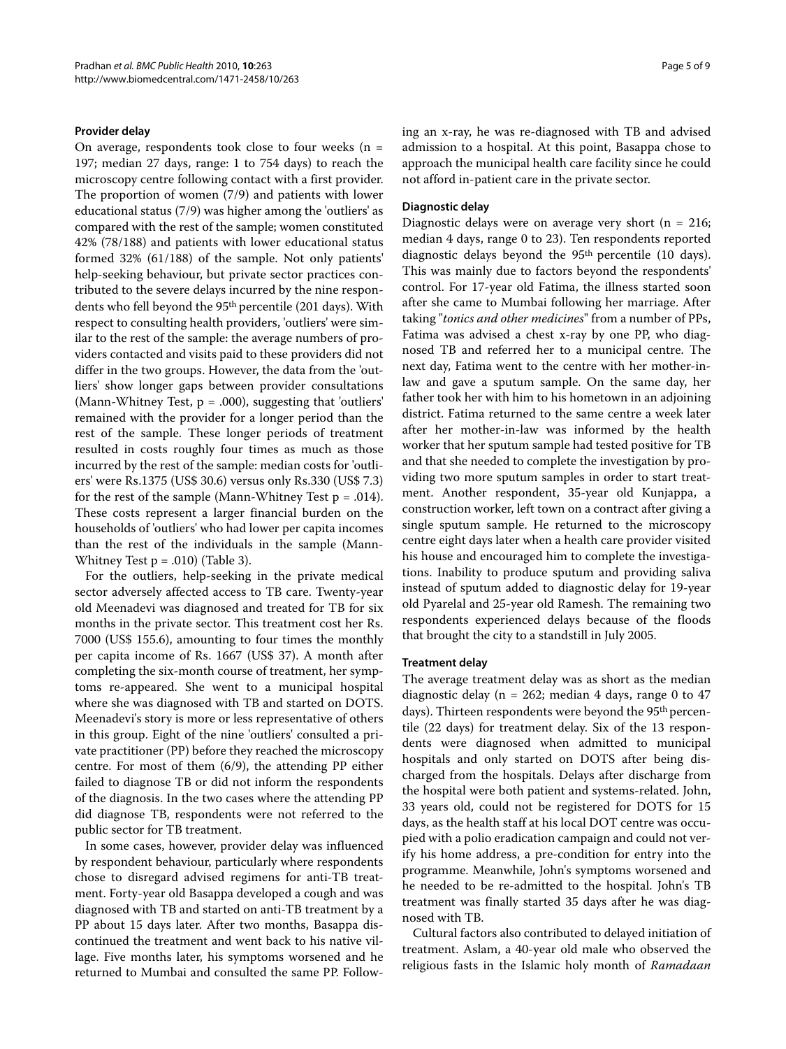#### Provider delay

On average, respondents took close to four weeks (n = 197; median 27 days, range: 1 to 754 days) to reach the microscopy centre following contact with a first provider. The proportion of women (7/9) and patients with lower educational status (7/9) was higher among the 'outliers' as compared with the rest of the sample; women constituted 42% (78/188) and patients with lower educational status formed 32% (61/188) of the sample. Not only patients' help-seeking behaviour, but private sector practices contributed to the severe delays incurred by the nine respondents who fell beyond the 95th percentile (201 days). With respect to consulting health providers, 'outliers' were similar to the rest of the sample: the average numbers of providers contacted and visits paid to these providers did not differ in the two groups. However, the data from the 'outliers' show longer gaps between provider consultations (Mann-Whitney Test, p = .000), suggesting that 'outliers' remained with the provider for a longer period than the rest of the sample. These longer periods of treatment resulted in costs roughly four times as much as those incurred by the rest of the sample: median costs for 'outliers' were Rs.1375 (US$ 30.6) versus only Rs.330 (US$ 7.3) for the rest of the sample (Mann-Whitney Test p = .014). These costs represent a larger financial burden on the households of 'outliers' who had lower per capita incomes than the rest of the individuals in the sample (Mann-Whitney Test p = .010) (Table 3).

For the outliers, help-seeking in the private medical sector adversely affected access to TB care. Twenty-year old Meenadevi was diagnosed and treated for TB for six months in the private sector. This treatment cost her Rs. 7000 (US$ 155.6), amounting to four times the monthly per capita income of Rs. 1667 (US$ 37). A month after completing the six-month course of treatment, her symptoms re-appeared. She went to a municipal hospital where she was diagnosed with TB and started on DOTS. Meenadevi's story is more or less representative of others in this group. Eight of the nine 'outliers' consulted a private practitioner (PP) before they reached the microscopy centre. For most of them (6/9), the attending PP either failed to diagnose TB or did not inform the respondents of the diagnosis. In the two cases where the attending PP did diagnose TB, respondents were not referred to the public sector for TB treatment.

In some cases, however, provider delay was influenced by respondent behaviour, particularly where respondents chose to disregard advised regimens for anti-TB treatment. Forty-year old Basappa developed a cough and was diagnosed with TB and started on anti-TB treatment by a PP about 15 days later. After two months, Basappa discontinued the treatment and went back to his native village. Five months later, his symptoms worsened and he returned to Mumbai and consulted the same PP. Following an x-ray, he was re-diagnosed with TB and advised admission to a hospital. At this point, Basappa chose to approach the municipal health care facility since he could not afford in-patient care in the private sector.

#### Diagnostic delay

Diagnostic delays were on average very short (n = 216; median 4 days, range 0 to 23). Ten respondents reported diagnostic delays beyond the 95th percentile (10 days). This was mainly due to factors beyond the respondents' control. For 17-year old Fatima, the illness started soon after she came to Mumbai following her marriage. After taking "*tonics and other medicines*" from a number of PPs, Fatima was advised a chest x-ray by one PP, who diagnosed TB and referred her to a municipal centre. The next day, Fatima went to the centre with her mother-in-law and gave a sputum sample. On the same day, her father took her with him to his hometown in an adjoining district. Fatima returned to the same centre a week later after her mother-in-law was informed by the health worker that her sputum sample had tested positive for TB and that she needed to complete the investigation by providing two more sputum samples in order to start treatment. Another respondent, 35-year old Kunjappa, a construction worker, left town on a contract after giving a single sputum sample. He returned to the microscopy centre eight days later when a health care provider visited his house and encouraged him to complete the investigations. Inability to produce sputum and providing saliva instead of sputum added to diagnostic delay for 19-year old Pyarelal and 25-year old Ramesh. The remaining two respondents experienced delays because of the floods that brought the city to a standstill in July 2005.

#### Treatment delay

The average treatment delay was as short as the median diagnostic delay (n = 262; median 4 days, range 0 to 47 days). Thirteen respondents were beyond the 95th percentile (22 days) for treatment delay. Six of the 13 respondents were diagnosed when admitted to municipal hospitals and only started on DOTS after being discharged from the hospitals. Delays after discharge from the hospital were both patient and systems-related. John, 33 years old, could not be registered for DOTS for 15 days, as the health staff at his local DOT centre was occupied with a polio eradication campaign and could not verify his home address, a pre-condition for entry into the programme. Meanwhile, John's symptoms worsened and he needed to be re-admitted to the hospital. John's TB treatment was finally started 35 days after he was diagnosed with TB.

Cultural factors also contributed to delayed initiation of treatment. Aslam, a 40-year old male who observed the religious fasts in the Islamic holy month of *Ramadaan*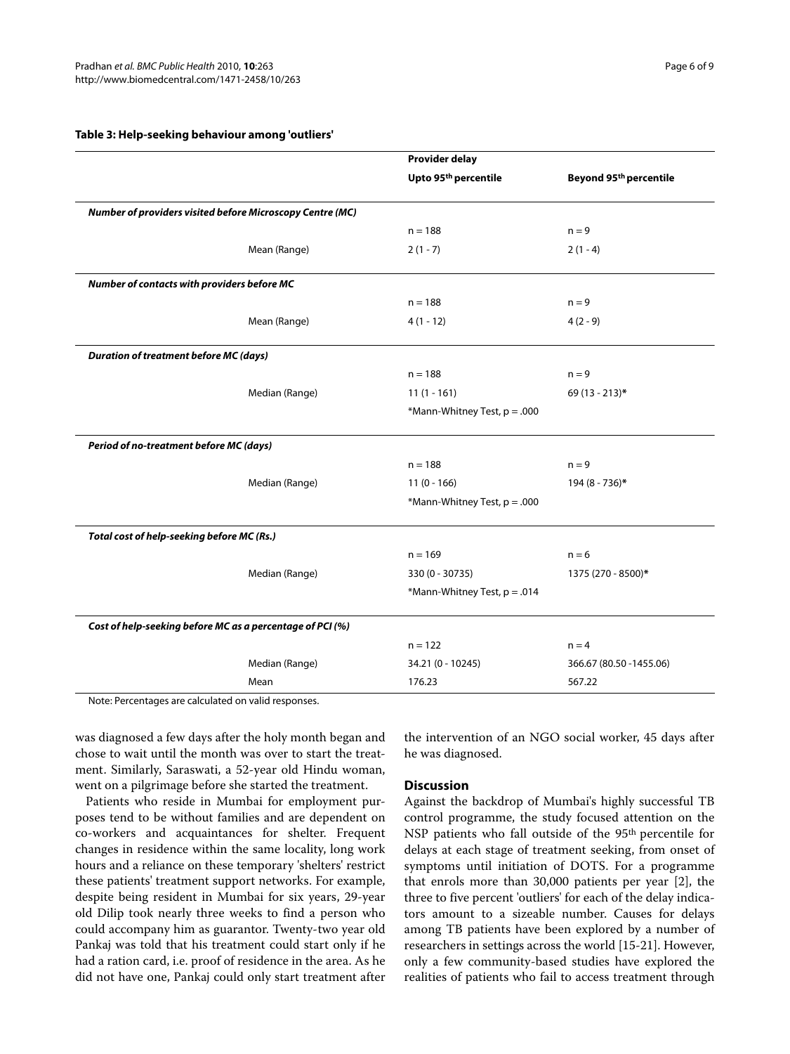**Table 3: Help-seeking behaviour among 'outliers'**

| | Provider delay | |
|---|---|---|
| | Upto 95th percentile | Beyond 95th percentile |
| ***Number of providers visited before Microscopy Centre (MC)*** | | |
| | n = 188 | n = 9 |
| Mean (Range) | 2 (1 - 7) | 2 (1 - 4) |
| ***Number of contacts with providers before MC*** | | |
| | n = 188 | n = 9 |
| Mean (Range) | 4 (1 - 12) | 4 (2 - 9) |
| ***Duration of treatment before MC (days)*** | | |
| | n = 188 | n = 9 |
| Median (Range) | 11 (1 - 161) | 69 (13 - 213)* |
| | *Mann-Whitney Test, p = .000 | |
| ***Period of no-treatment before MC (days)*** | | |
| | n = 188 | n = 9 |
| Median (Range) | 11 (0 - 166) | 194 (8 - 736)* |
| | *Mann-Whitney Test, p = .000 | |
| ***Total cost of help-seeking before MC (Rs.)*** | | |
| | n = 169 | n = 6 |
| Median (Range) | 330 (0 - 30735) | 1375 (270 - 8500)* |
| | *Mann-Whitney Test, p = .014 | |
| ***Cost of help-seeking before MC as a percentage of PCI (%)*** | | |
| | n = 122 | n = 4 |
| Median (Range) | 34.21 (0 - 10245) | 366.67 (80.50 -1455.06) |
| Mean | 176.23 | 567.22 |

Note: Percentages are calculated on valid responses.

was diagnosed a few days after the holy month began and chose to wait until the month was over to start the treatment. Similarly, Saraswati, a 52-year old Hindu woman, went on a pilgrimage before she started the treatment.

Patients who reside in Mumbai for employment purposes tend to be without families and are dependent on co-workers and acquaintances for shelter. Frequent changes in residence within the same locality, long work hours and a reliance on these temporary 'shelters' restrict these patients' treatment support networks. For example, despite being resident in Mumbai for six years, 29-year old Dilip took nearly three weeks to find a person who could accompany him as guarantor. Twenty-two year old Pankaj was told that his treatment could start only if he had a ration card, i.e. proof of residence in the area. As he did not have one, Pankaj could only start treatment after the intervention of an NGO social worker, 45 days after he was diagnosed.

## Discussion

Against the backdrop of Mumbai's highly successful TB control programme, the study focused attention on the NSP patients who fall outside of the 95th percentile for delays at each stage of treatment seeking, from onset of symptoms until initiation of DOTS. For a programme that enrols more than 30,000 patients per year [2], the three to five percent 'outliers' for each of the delay indicators amount to a sizeable number. Causes for delays among TB patients have been explored by a number of researchers in settings across the world [15-21]. However, only a few community-based studies have explored the realities of patients who fail to access treatment through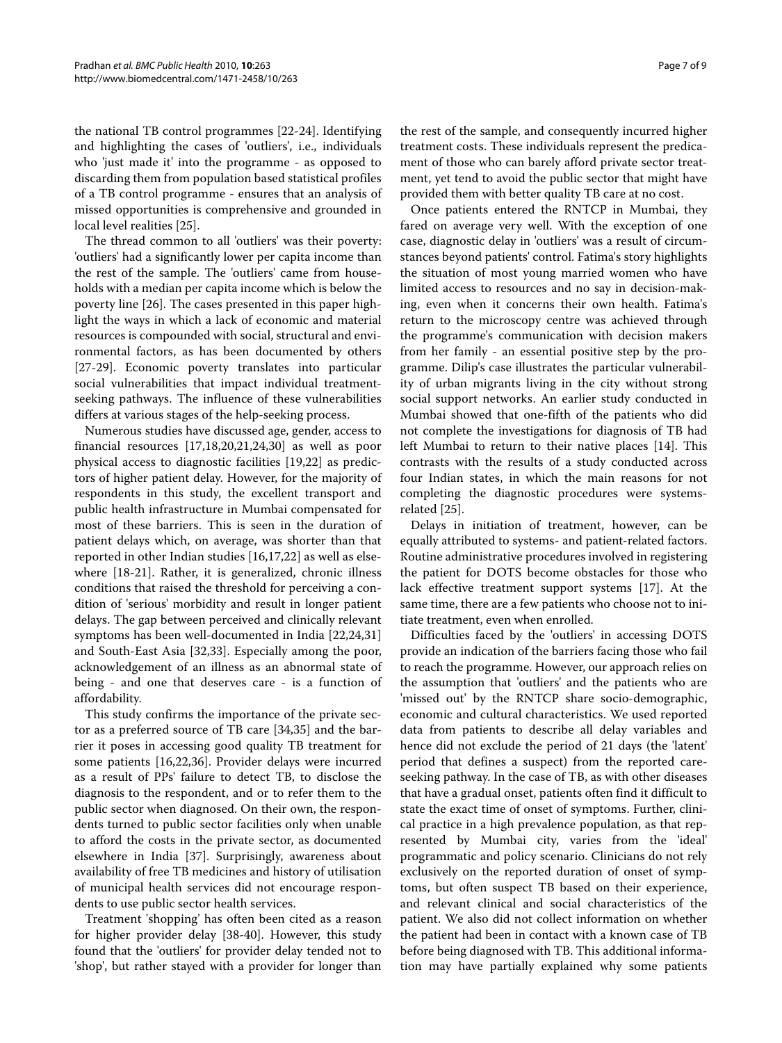the national TB control programmes [22-24]. Identifying and highlighting the cases of 'outliers', i.e., individuals who 'just made it' into the programme - as opposed to discarding them from population based statistical profiles of a TB control programme - ensures that an analysis of missed opportunities is comprehensive and grounded in local level realities [25].

The thread common to all 'outliers' was their poverty: 'outliers' had a significantly lower per capita income than the rest of the sample. The 'outliers' came from households with a median per capita income which is below the poverty line [26]. The cases presented in this paper highlight the ways in which a lack of economic and material resources is compounded with social, structural and environmental factors, as has been documented by others [27-29]. Economic poverty translates into particular social vulnerabilities that impact individual treatment-seeking pathways. The influence of these vulnerabilities differs at various stages of the help-seeking process.

Numerous studies have discussed age, gender, access to financial resources [17,18,20,21,24,30] as well as poor physical access to diagnostic facilities [19,22] as predictors of higher patient delay. However, for the majority of respondents in this study, the excellent transport and public health infrastructure in Mumbai compensated for most of these barriers. This is seen in the duration of patient delays which, on average, was shorter than that reported in other Indian studies [16,17,22] as well as elsewhere [18-21]. Rather, it is generalized, chronic illness conditions that raised the threshold for perceiving a condition of 'serious' morbidity and result in longer patient delays. The gap between perceived and clinically relevant symptoms has been well-documented in India [22,24,31] and South-East Asia [32,33]. Especially among the poor, acknowledgement of an illness as an abnormal state of being - and one that deserves care - is a function of affordability.

This study confirms the importance of the private sector as a preferred source of TB care [34,35] and the barrier it poses in accessing good quality TB treatment for some patients [16,22,36]. Provider delays were incurred as a result of PPs' failure to detect TB, to disclose the diagnosis to the respondent, and or to refer them to the public sector when diagnosed. On their own, the respondents turned to public sector facilities only when unable to afford the costs in the private sector, as documented elsewhere in India [37]. Surprisingly, awareness about availability of free TB medicines and history of utilisation of municipal health services did not encourage respondents to use public sector health services.

Treatment 'shopping' has often been cited as a reason for higher provider delay [38-40]. However, this study found that the 'outliers' for provider delay tended not to 'shop', but rather stayed with a provider for longer than the rest of the sample, and consequently incurred higher treatment costs. These individuals represent the predicament of those who can barely afford private sector treatment, yet tend to avoid the public sector that might have provided them with better quality TB care at no cost.

Once patients entered the RNTCP in Mumbai, they fared on average very well. With the exception of one case, diagnostic delay in 'outliers' was a result of circumstances beyond patients' control. Fatima's story highlights the situation of most young married women who have limited access to resources and no say in decision-making, even when it concerns their own health. Fatima's return to the microscopy centre was achieved through the programme's communication with decision makers from her family - an essential positive step by the programme. Dilip's case illustrates the particular vulnerability of urban migrants living in the city without strong social support networks. An earlier study conducted in Mumbai showed that one-fifth of the patients who did not complete the investigations for diagnosis of TB had left Mumbai to return to their native places [14]. This contrasts with the results of a study conducted across four Indian states, in which the main reasons for not completing the diagnostic procedures were systems-related [25].

Delays in initiation of treatment, however, can be equally attributed to systems- and patient-related factors. Routine administrative procedures involved in registering the patient for DOTS become obstacles for those who lack effective treatment support systems [17]. At the same time, there are a few patients who choose not to initiate treatment, even when enrolled.

Difficulties faced by the 'outliers' in accessing DOTS provide an indication of the barriers facing those who fail to reach the programme. However, our approach relies on the assumption that 'outliers' and the patients who are 'missed out' by the RNTCP share socio-demographic, economic and cultural characteristics. We used reported data from patients to describe all delay variables and hence did not exclude the period of 21 days (the 'latent' period that defines a suspect) from the reported care-seeking pathway. In the case of TB, as with other diseases that have a gradual onset, patients often find it difficult to state the exact time of onset of symptoms. Further, clinical practice in a high prevalence population, as that represented by Mumbai city, varies from the 'ideal' programmatic and policy scenario. Clinicians do not rely exclusively on the reported duration of onset of symptoms, but often suspect TB based on their experience, and relevant clinical and social characteristics of the patient. We also did not collect information on whether the patient had been in contact with a known case of TB before being diagnosed with TB. This additional information may have partially explained why some patients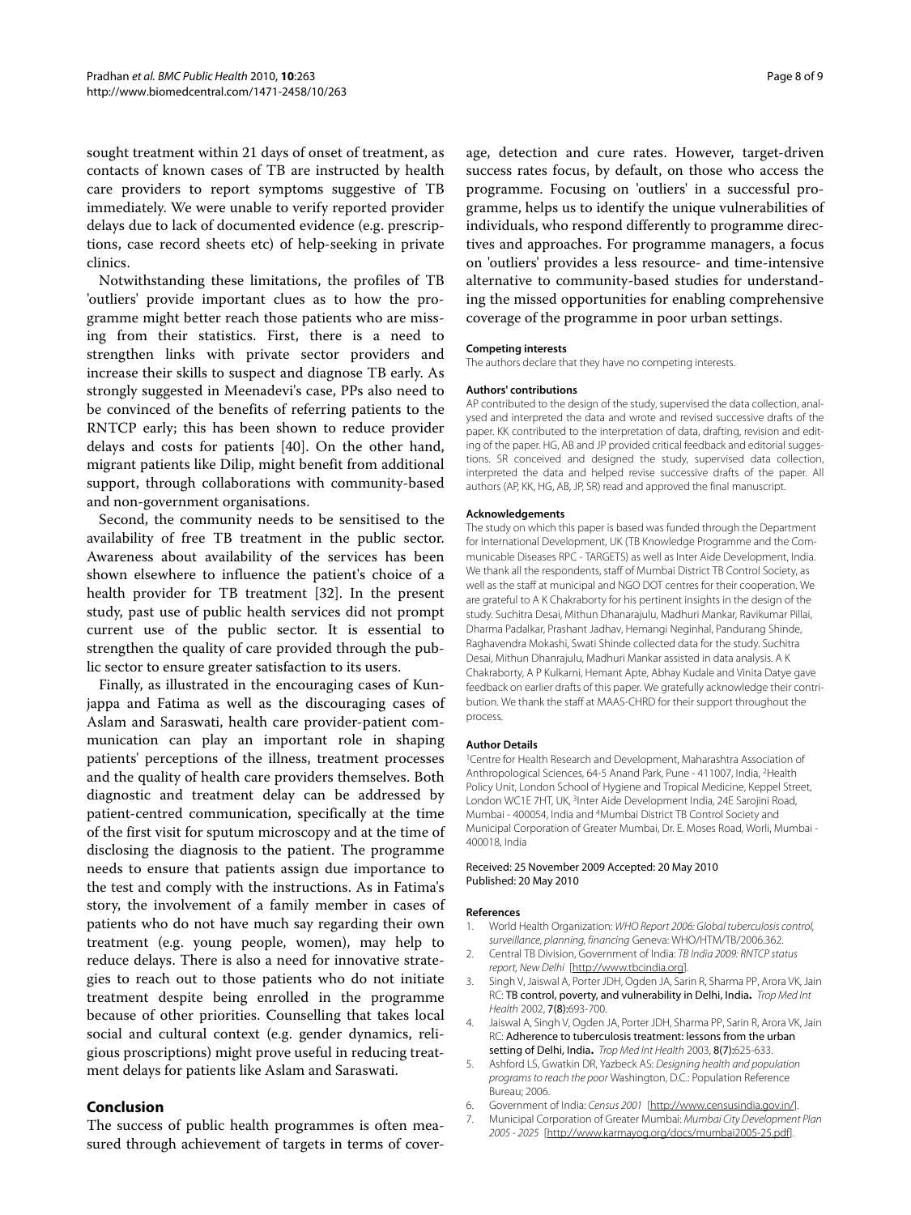sought treatment within 21 days of onset of treatment, as contacts of known cases of TB are instructed by health care providers to report symptoms suggestive of TB immediately. We were unable to verify reported provider delays due to lack of documented evidence (e.g. prescriptions, case record sheets etc) of help-seeking in private clinics.

Notwithstanding these limitations, the profiles of TB 'outliers' provide important clues as to how the programme might better reach those patients who are missing from their statistics. First, there is a need to strengthen links with private sector providers and increase their skills to suspect and diagnose TB early. As strongly suggested in Meenadevi's case, PPs also need to be convinced of the benefits of referring patients to the RNTCP early; this has been shown to reduce provider delays and costs for patients [40]. On the other hand, migrant patients like Dilip, might benefit from additional support, through collaborations with community-based and non-government organisations.

Second, the community needs to be sensitised to the availability of free TB treatment in the public sector. Awareness about availability of the services has been shown elsewhere to influence the patient's choice of a health provider for TB treatment [32]. In the present study, past use of public health services did not prompt current use of the public sector. It is essential to strengthen the quality of care provided through the public sector to ensure greater satisfaction to its users.

Finally, as illustrated in the encouraging cases of Kunjappa and Fatima as well as the discouraging cases of Aslam and Saraswati, health care provider-patient communication can play an important role in shaping patients' perceptions of the illness, treatment processes and the quality of health care providers themselves. Both diagnostic and treatment delay can be addressed by patient-centred communication, specifically at the time of the first visit for sputum microscopy and at the time of disclosing the diagnosis to the patient. The programme needs to ensure that patients assign due importance to the test and comply with the instructions. As in Fatima's story, the involvement of a family member in cases of patients who do not have much say regarding their own treatment (e.g. young people, women), may help to reduce delays. There is also a need for innovative strategies to reach out to those patients who do not initiate treatment despite being enrolled in the programme because of other priorities. Counselling that takes local social and cultural context (e.g. gender dynamics, religious proscriptions) might prove useful in reducing treatment delays for patients like Aslam and Saraswati.

## Conclusion

The success of public health programmes is often measured through achievement of targets in terms of coverage, detection and cure rates. However, target-driven success rates focus, by default, on those who access the programme. Focusing on 'outliers' in a successful programme, helps us to identify the unique vulnerabilities of individuals, who respond differently to programme directives and approaches. For programme managers, a focus on 'outliers' provides a less resource- and time-intensive alternative to community-based studies for understanding the missed opportunities for enabling comprehensive coverage of the programme in poor urban settings.

#### Competing interests

The authors declare that they have no competing interests.

#### Authors' contributions

AP contributed to the design of the study, supervised the data collection, analysed and interpreted the data and wrote and revised successive drafts of the paper. KK contributed to the interpretation of data, drafting, revision and editing of the paper. HG, AB and JP provided critical feedback and editorial suggestions. SR conceived and designed the study, supervised data collection, interpreted the data and helped revise successive drafts of the paper. All authors (AP, KK, HG, AB, JP, SR) read and approved the final manuscript.

#### Acknowledgements

The study on which this paper is based was funded through the Department for International Development, UK (TB Knowledge Programme and the Communicable Diseases RPC - TARGETS) as well as Inter Aide Development, India. We thank all the respondents, staff of Mumbai District TB Control Society, as well as the staff at municipal and NGO DOT centres for their cooperation. We are grateful to A K Chakraborty for his pertinent insights in the design of the study. Suchitra Desai, Mithun Dhanarajulu, Madhuri Mankar, Ravikumar Pillai, Dharma Padalkar, Prashant Jadhav, Hemangi Neginhal, Pandurang Shinde, Raghavendra Mokashi, Swati Shinde collected data for the study. Suchitra Desai, Mithun Dhanrajulu, Madhuri Mankar assisted in data analysis. A K Chakraborty, A P Kulkarni, Hemant Apte, Abhay Kudale and Vinita Datye gave feedback on earlier drafts of this paper. We gratefully acknowledge their contribution. We thank the staff at MAAS-CHRD for their support throughout the process.

#### Author Details

[1]Centre for Health Research and Development, Maharashtra Association of Anthropological Sciences, 64-5 Anand Park, Pune - 411007, India, [2]Health Policy Unit, London School of Hygiene and Tropical Medicine, Keppel Street, London WC1E 7HT, UK, [3]Inter Aide Development India, 24E Sarojini Road, Mumbai - 400054, India and [4]Mumbai District TB Control Society and Municipal Corporation of Greater Mumbai, Dr. E. Moses Road, Worli, Mumbai - 400018, India

Received: 25 November 2009 Accepted: 20 May 2010
Published: 20 May 2010

#### References

1. World Health Organization: *WHO Report 2006: Global tuberculosis control, surveillance, planning, financing* Geneva: WHO/HTM/TB/2006.362.
2. Central TB Division, Government of India: *TB India 2009: RNTCP status report, New Delhi* [http://www.tbcindia.org].
3. Singh V, Jaiswal A, Porter JDH, Ogden JA, Sarin R, Sharma PP, Arora VK, Jain RC: **TB control, poverty, and vulnerability in Delhi, India.** *Trop Med Int Health* 2002, **7(8):**693-700.
4. Jaiswal A, Singh V, Ogden JA, Porter JDH, Sharma PP, Sarin R, Arora VK, Jain RC: **Adherence to tuberculosis treatment: lessons from the urban setting of Delhi, India.** *Trop Med Int Health* 2003, **8(7):**625-633.
5. Ashford LS, Gwatkin DR, Yazbeck AS: *Designing health and population programs to reach the poor* Washington, D.C.: Population Reference Bureau; 2006.
6. Government of India: *Census 2001* [http://www.censusindia.gov.in/].
7. Municipal Corporation of Greater Mumbai: *Mumbai City Development Plan 2005 - 2025* [http://www.karmayog.org/docs/mumbai2005-25.pdf].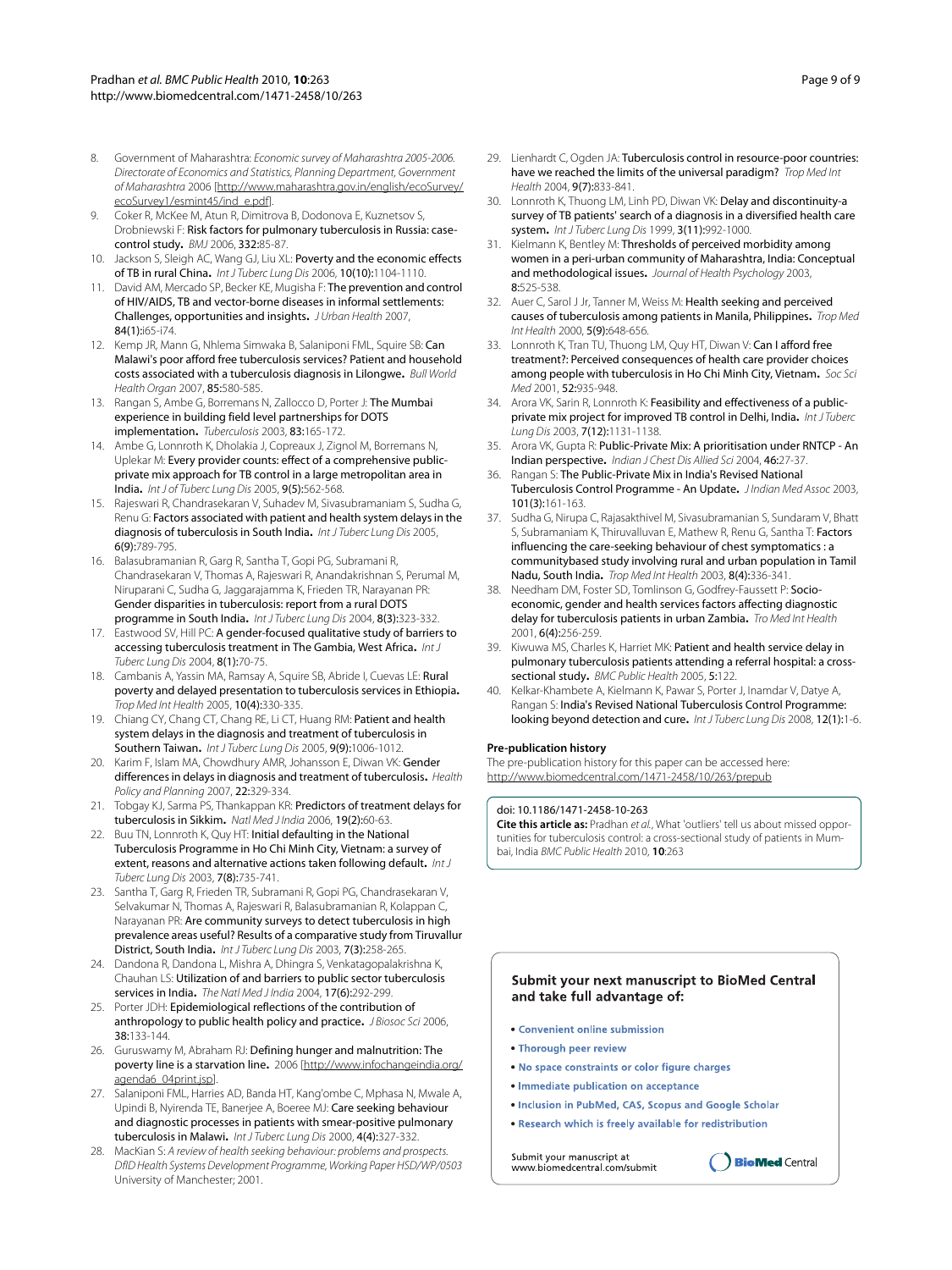8. Government of Maharashtra: *Economic survey of Maharashtra 2005-2006. Directorate of Economics and Statistics, Planning Department, Government of Maharashtra* 2006 [http://www.maharashtra.gov.in/english/ecoSurvey/ecoSurvey1/esmint45/ind_e.pdf].
9. Coker R, McKee M, Atun R, Dimitrova B, Dodonova E, Kuznetsov S, Drobniewski F: **Risk factors for pulmonary tuberculosis in Russia: case-control study.** *BMJ* 2006, **332:**85-87.
10. Jackson S, Sleigh AC, Wang GJ, Liu XL: **Poverty and the economic effects of TB in rural China.** *Int J Tuberc Lung Dis* 2006, **10(10):**1104-1110.
11. David AM, Mercado SP, Becker KE, Mugisha F: **The prevention and control of HIV/AIDS, TB and vector-borne diseases in informal settlements: Challenges, opportunities and insights.** *J Urban Health* 2007, **84(1):**i65-i74.
12. Kemp JR, Mann G, Nhlema Simwaka B, Salaniponi FML, Squire SB: **Can Malawi's poor afford free tuberculosis services? Patient and household costs associated with a tuberculosis diagnosis in Lilongwe.** *Bull World Health Organ* 2007, **85:**580-585.
13. Rangan S, Ambe G, Borremans N, Zallocco D, Porter J: **The Mumbai experience in building field level partnerships for DOTS implementation.** *Tuberculosis* 2003, **83:**165-172.
14. Ambe G, Lonnroth K, Dholakia J, Copreaux J, Zignol M, Borremans N, Uplekar M: **Every provider counts: effect of a comprehensive public-private mix approach for TB control in a large metropolitan area in India.** *Int J of Tuberc Lung Dis* 2005, **9(5):**562-568.
15. Rajeswari R, Chandrasekaran V, Suhadev M, Sivasubramaniam S, Sudha G, Renu G: **Factors associated with patient and health system delays in the diagnosis of tuberculosis in South India.** *Int J Tuberc Lung Dis* 2005, **6(9):**789-795.
16. Balasubramanian R, Garg R, Santha T, Gopi PG, Subramani R, Chandrasekaran V, Thomas A, Rajeswari R, Anandakrishnan S, Perumal M, Niruparani C, Sudha G, Jaggarajamma K, Frieden TR, Narayanan PR: **Gender disparities in tuberculosis: report from a rural DOTS programme in South India.** *Int J Tuberc Lung Dis* 2004, **8(3):**323-332.
17. Eastwood SV, Hill PC: **A gender-focused qualitative study of barriers to accessing tuberculosis treatment in The Gambia, West Africa.** *Int J Tuberc Lung Dis* 2004, **8(1):**70-75.
18. Cambanis A, Yassin MA, Ramsay A, Squire SB, Abride I, Cuevas LE: **Rural poverty and delayed presentation to tuberculosis services in Ethiopia.** *Trop Med Int Health* 2005, **10(4):**330-335.
19. Chiang CY, Chang CT, Chang RE, Li CT, Huang RM: **Patient and health system delays in the diagnosis and treatment of tuberculosis in Southern Taiwan.** *Int J Tuberc Lung Dis* 2005, **9(9):**1006-1012.
20. Karim F, Islam MA, Chowdhury AMR, Johansson E, Diwan VK: **Gender differences in delays in diagnosis and treatment of tuberculosis.** *Health Policy and Planning* 2007, **22:**329-334.
21. Tobgay KJ, Sarma PS, Thankappan KR: **Predictors of treatment delays for tuberculosis in Sikkim.** *Natl Med J India* 2006, **19(2):**60-63.
22. Buu TN, Lonnroth K, Quy HT: **Initial defaulting in the National Tuberculosis Programme in Ho Chi Minh City, Vietnam: a survey of extent, reasons and alternative actions taken following default.** *Int J Tuberc Lung Dis* 2003, **7(8):**735-741.
23. Santha T, Garg R, Frieden TR, Subramani R, Gopi PG, Chandrasekaran V, Selvakumar N, Thomas A, Rajeswari R, Balasubramanian R, Kolappan C, Narayanan PR: **Are community surveys to detect tuberculosis in high prevalence areas useful? Results of a comparative study from Tiruvallur District, South India.** *Int J Tuberc Lung Dis* 2003, **7(3):**258-265.
24. Dandona R, Dandona L, Mishra A, Dhingra S, Venkatagopalakrishna K, Chauhan LS: **Utilization of and barriers to public sector tuberculosis services in India.** *The Natl Med J India* 2004, **17(6):**292-299.
25. Porter JDH: **Epidemiological reflections of the contribution of anthropology to public health policy and practice.** *J Biosoc Sci* 2006, **38:**133-144.
26. Guruswamy M, Abraham RJ: **Defining hunger and malnutrition: The poverty line is a starvation line.** 2006 [http://www.infochangeindia.org/agenda6_04print.jsp].
27. Salaniponi FML, Harries AD, Banda HT, Kang'ombe C, Mphasa N, Mwale A, Upindi B, Nyirenda TE, Banerjee A, Boeree MJ: **Care seeking behaviour and diagnostic processes in patients with smear-positive pulmonary tuberculosis in Malawi.** *Int J Tuberc Lung Dis* 2000, **4(4):**327-332.
28. MacKian S: *A review of health seeking behaviour: problems and prospects. DfID Health Systems Development Programme, Working Paper HSD/WP/0503* University of Manchester; 2001.
29. Lienhardt C, Ogden JA: **Tuberculosis control in resource-poor countries: have we reached the limits of the universal paradigm?** *Trop Med Int Health* 2004, **9(7):**833-841.
30. Lonnroth K, Thuong LM, Linh PD, Diwan VK: **Delay and discontinuity-a survey of TB patients' search of a diagnosis in a diversified health care system.** *Int J Tuberc Lung Dis* 1999, **3(11):**992-1000.
31. Kielmann K, Bentley M: **Thresholds of perceived morbidity among women in a peri-urban community of Maharashtra, India: Conceptual and methodological issues.** *Journal of Health Psychology* 2003, **8:**525-538.
32. Auer C, Sarol J Jr, Tanner M, Weiss M: **Health seeking and perceived causes of tuberculosis among patients in Manila, Philippines.** *Trop Med Int Health* 2000, **5(9):**648-656.
33. Lonnroth K, Tran TU, Thuong LM, Quy HT, Diwan V: **Can I afford free treatment?: Perceived consequences of health care provider choices among people with tuberculosis in Ho Chi Minh City, Vietnam.** *Soc Sci Med* 2001, **52:**935-948.
34. Arora VK, Sarin R, Lonnroth K: **Feasibility and effectiveness of a public-private mix project for improved TB control in Delhi, India.** *Int J Tuberc Lung Dis* 2003, **7(12):**1131-1138.
35. Arora VK, Gupta R: **Public-Private Mix: A prioritisation under RNTCP - An Indian perspective.** *Indian J Chest Dis Allied Sci* 2004, **46:**27-37.
36. Rangan S: **The Public-Private Mix in India's Revised National Tuberculosis Control Programme - An Update.** *J Indian Med Assoc* 2003, **101(3):**161-163.
37. Sudha G, Nirupa C, Rajasakthivel M, Sivasubramanian S, Sundaram V, Bhatt S, Subramaniam K, Thiruvalluvan E, Mathew R, Renu G, Santha T: **Factors influencing the care-seeking behaviour of chest symptomatics : a communitybased study involving rural and urban population in Tamil Nadu, South India.** *Trop Med Int Health* 2003, **8(4):**336-341.
38. Needham DM, Foster SD, Tomlinson G, Godfrey-Faussett P: **Socio-economic, gender and health services factors affecting diagnostic delay for tuberculosis patients in urban Zambia.** *Tro Med Int Health* 2001, **6(4):**256-259.
39. Kiwuwa MS, Charles K, Harriet MK: **Patient and health service delay in pulmonary tuberculosis patients attending a referral hospital: a cross-sectional study.** *BMC Public Health* 2005, **5:**122.
40. Kelkar-Khambete A, Kielmann K, Pawar S, Porter J, Inamdar V, Datye A, Rangan S: **India's Revised National Tuberculosis Control Programme: looking beyond detection and cure.** *Int J Tuberc Lung Dis* 2008, **12(1):**1-6.

## Pre-publication history

The pre-publication history for this paper can be accessed here:
http://www.biomedcentral.com/1471-2458/10/263/prepub

doi: 10.1186/1471-2458-10-263

**Cite this article as:** Pradhan *et al.*, What 'outliers' tell us about missed opportunities for tuberculosis control: a cross-sectional study of patients in Mumbai, India *BMC Public Health* 2010, **10**:263

**Submit your next manuscript to BioMed Central and take full advantage of:**

- Convenient online submission
- Thorough peer review
- No space constraints or color figure charges
- Immediate publication on acceptance
- Inclusion in PubMed, CAS, Scopus and Google Scholar
- Research which is freely available for redistribution

Submit your manuscript at www.biomedcentral.com/submit

BioMed Central